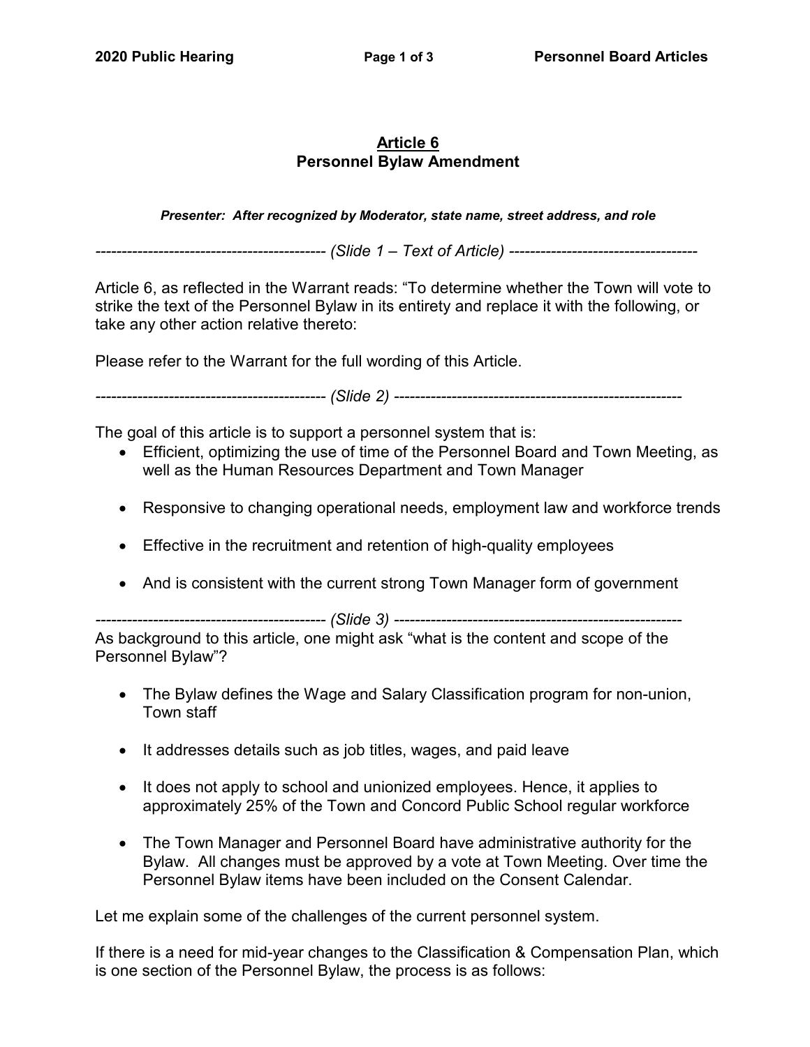# Article 6
## Personnel Bylaw Amendment

***Presenter: After recognized by Moderator, state name, street address, and role***

*------------------------------------------- (Slide 1 – Text of Article) -----------------------------------*

Article 6, as reflected in the Warrant reads: "To determine whether the Town will vote to strike the text of the Personnel Bylaw in its entirety and replace it with the following, or take any other action relative thereto:

Please refer to the Warrant for the full wording of this Article.

*------------------------------------------- (Slide 2) -------------------------------------------------------*

The goal of this article is to support a personnel system that is:

- Efficient, optimizing the use of time of the Personnel Board and Town Meeting, as well as the Human Resources Department and Town Manager
- Responsive to changing operational needs, employment law and workforce trends
- Effective in the recruitment and retention of high-quality employees
- And is consistent with the current strong Town Manager form of government

*------------------------------------------- (Slide 3) -------------------------------------------------------*

As background to this article, one might ask "what is the content and scope of the Personnel Bylaw"?

- The Bylaw defines the Wage and Salary Classification program for non-union, Town staff
- It addresses details such as job titles, wages, and paid leave
- It does not apply to school and unionized employees. Hence, it applies to approximately 25% of the Town and Concord Public School regular workforce
- The Town Manager and Personnel Board have administrative authority for the Bylaw. All changes must be approved by a vote at Town Meeting. Over time the Personnel Bylaw items have been included on the Consent Calendar.

Let me explain some of the challenges of the current personnel system.

If there is a need for mid-year changes to the Classification & Compensation Plan, which is one section of the Personnel Bylaw, the process is as follows: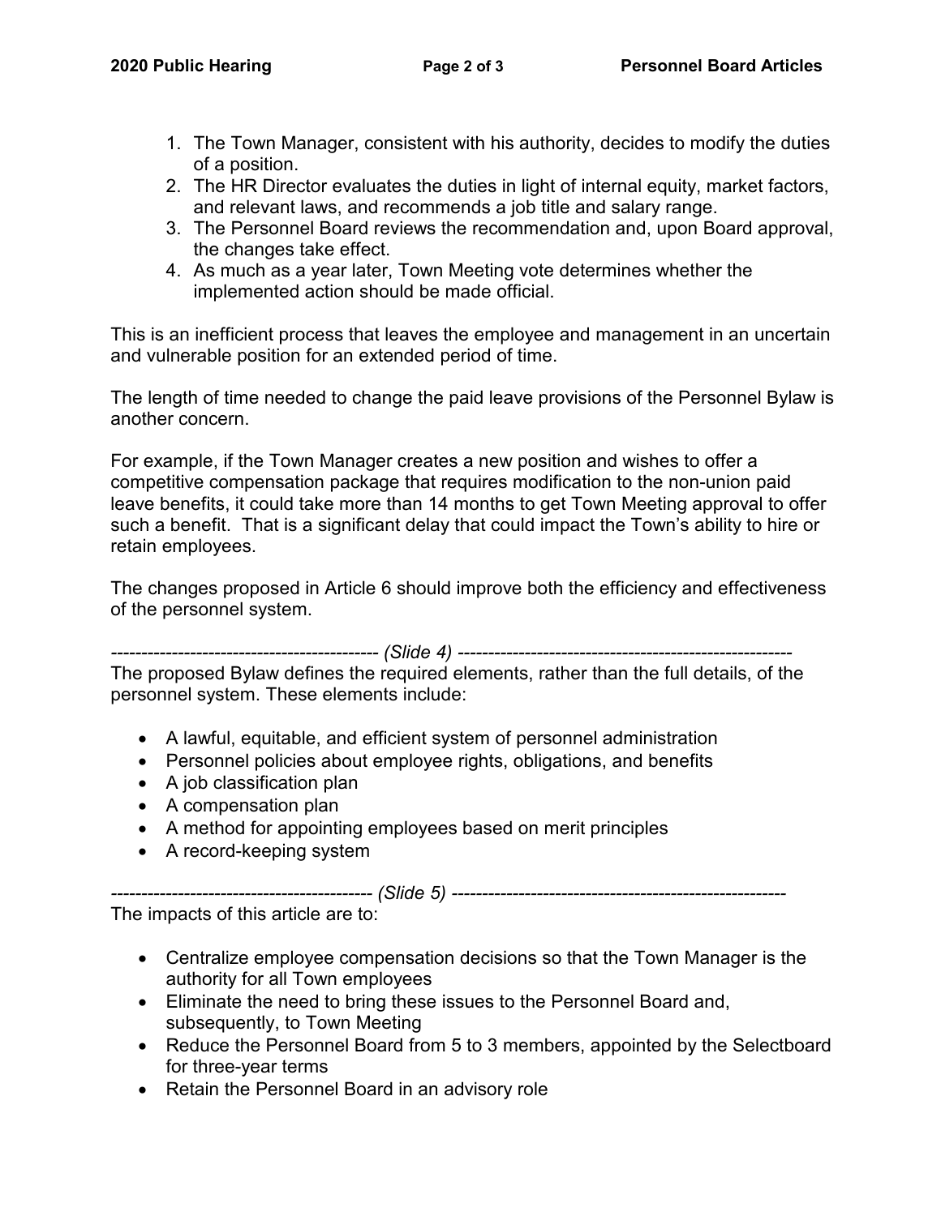1. The Town Manager, consistent with his authority, decides to modify the duties of a position.
2. The HR Director evaluates the duties in light of internal equity, market factors, and relevant laws, and recommends a job title and salary range.
3. The Personnel Board reviews the recommendation and, upon Board approval, the changes take effect.
4. As much as a year later, Town Meeting vote determines whether the implemented action should be made official.

This is an inefficient process that leaves the employee and management in an uncertain and vulnerable position for an extended period of time.

The length of time needed to change the paid leave provisions of the Personnel Bylaw is another concern.

For example, if the Town Manager creates a new position and wishes to offer a competitive compensation package that requires modification to the non-union paid leave benefits, it could take more than 14 months to get Town Meeting approval to offer such a benefit. That is a significant delay that could impact the Town's ability to hire or retain employees.

The changes proposed in Article 6 should improve both the efficiency and effectiveness of the personnel system.

*-------------------------------------------- (Slide 4) -------------------------------------------------------*

The proposed Bylaw defines the required elements, rather than the full details, of the personnel system. These elements include:

- A lawful, equitable, and efficient system of personnel administration
- Personnel policies about employee rights, obligations, and benefits
- A job classification plan
- A compensation plan
- A method for appointing employees based on merit principles
- A record-keeping system

*------------------------------------------- (Slide 5) -------------------------------------------------------*

The impacts of this article are to:

- Centralize employee compensation decisions so that the Town Manager is the authority for all Town employees
- Eliminate the need to bring these issues to the Personnel Board and, subsequently, to Town Meeting
- Reduce the Personnel Board from 5 to 3 members, appointed by the Selectboard for three-year terms
- Retain the Personnel Board in an advisory role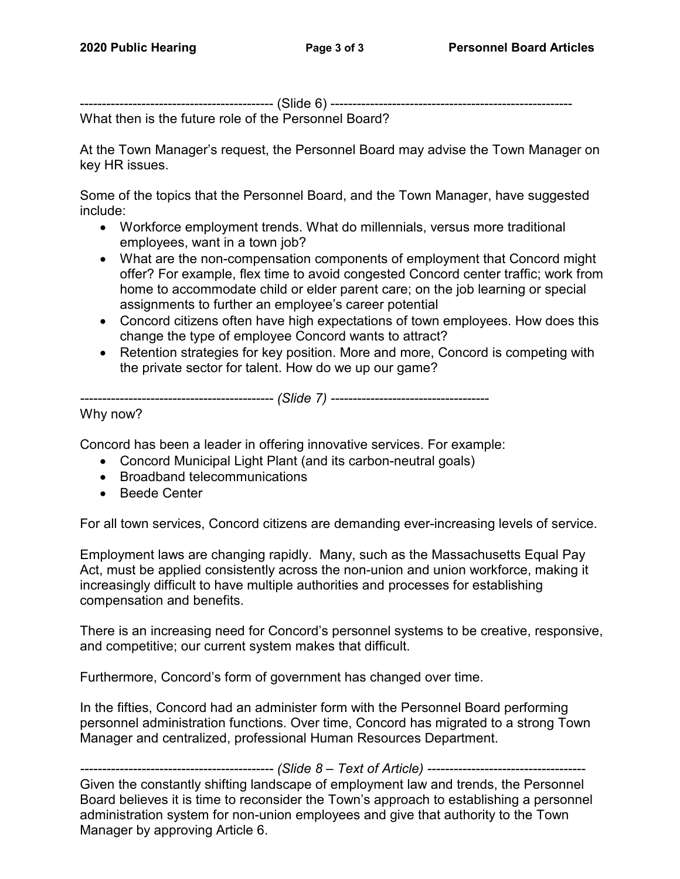-------------------------------------------- (Slide 6) -------------------------------------------------------

What then is the future role of the Personnel Board?

At the Town Manager's request, the Personnel Board may advise the Town Manager on key HR issues.

Some of the topics that the Personnel Board, and the Town Manager, have suggested include:

- Workforce employment trends. What do millennials, versus more traditional employees, want in a town job?
- What are the non-compensation components of employment that Concord might offer? For example, flex time to avoid congested Concord center traffic; work from home to accommodate child or elder parent care; on the job learning or special assignments to further an employee's career potential
- Concord citizens often have high expectations of town employees. How does this change the type of employee Concord wants to attract?
- Retention strategies for key position. More and more, Concord is competing with the private sector for talent. How do we up our game?

*-------------------------------------------- (Slide 7) ------------------------------------*

Why now?

Concord has been a leader in offering innovative services. For example:

- Concord Municipal Light Plant (and its carbon-neutral goals)
- Broadband telecommunications
- Beede Center

For all town services, Concord citizens are demanding ever-increasing levels of service.

Employment laws are changing rapidly. Many, such as the Massachusetts Equal Pay Act, must be applied consistently across the non-union and union workforce, making it increasingly difficult to have multiple authorities and processes for establishing compensation and benefits.

There is an increasing need for Concord's personnel systems to be creative, responsive, and competitive; our current system makes that difficult.

Furthermore, Concord's form of government has changed over time.

In the fifties, Concord had an administer form with the Personnel Board performing personnel administration functions. Over time, Concord has migrated to a strong Town Manager and centralized, professional Human Resources Department.

*-------------------------------------------- (Slide 8 – Text of Article) ------------------------------------*

Given the constantly shifting landscape of employment law and trends, the Personnel Board believes it is time to reconsider the Town's approach to establishing a personnel administration system for non-union employees and give that authority to the Town Manager by approving Article 6.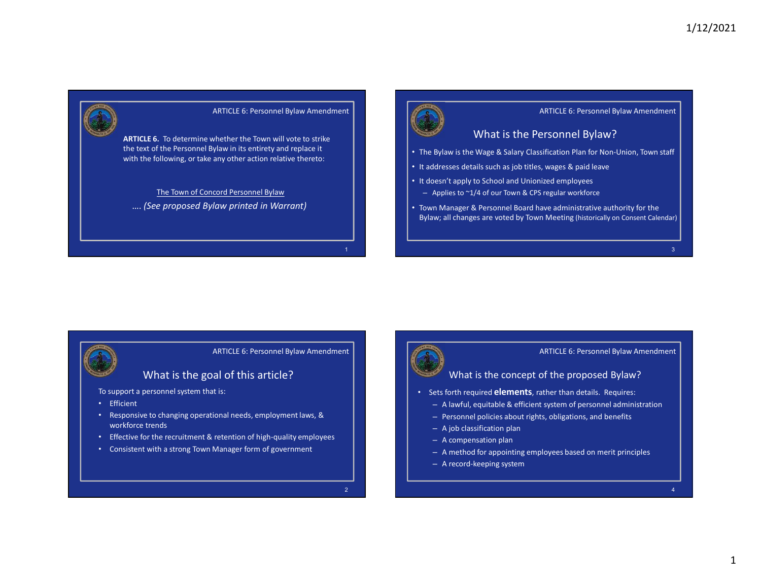## ARTICLE 6: Personnel Bylaw Amendment

**ARTICLE 6.** To determine whether the Town will vote to strike the text of the Personnel Bylaw in its entirety and replace it with the following, or take any other action relative thereto:

The Town of Concord Personnel Bylaw

…. *(See proposed Bylaw printed in Warrant)*

## ARTICLE 6: Personnel Bylaw Amendment

### What is the goal of this article?

To support a personnel system that is:

- Efficient
- Responsive to changing operational needs, employment laws, & workforce trends
- Effective for the recruitment & retention of high-quality employees
- Consistent with a strong Town Manager form of government

## ARTICLE 6: Personnel Bylaw Amendment

### What is the Personnel Bylaw?

- The Bylaw is the Wage & Salary Classification Plan for Non-Union, Town staff
- It addresses details such as job titles, wages & paid leave
- It doesn't apply to School and Unionized employees
  - Applies to ~1/4 of our Town & CPS regular workforce
- Town Manager & Personnel Board have administrative authority for the Bylaw; all changes are voted by Town Meeting (historically on Consent Calendar)

## ARTICLE 6: Personnel Bylaw Amendment

### What is the concept of the proposed Bylaw?

- Sets forth required **elements**, rather than details. Requires:
  - A lawful, equitable & efficient system of personnel administration
  - Personnel policies about rights, obligations, and benefits
  - A job classification plan
  - A compensation plan
  - A method for appointing employees based on merit principles
  - A record-keeping system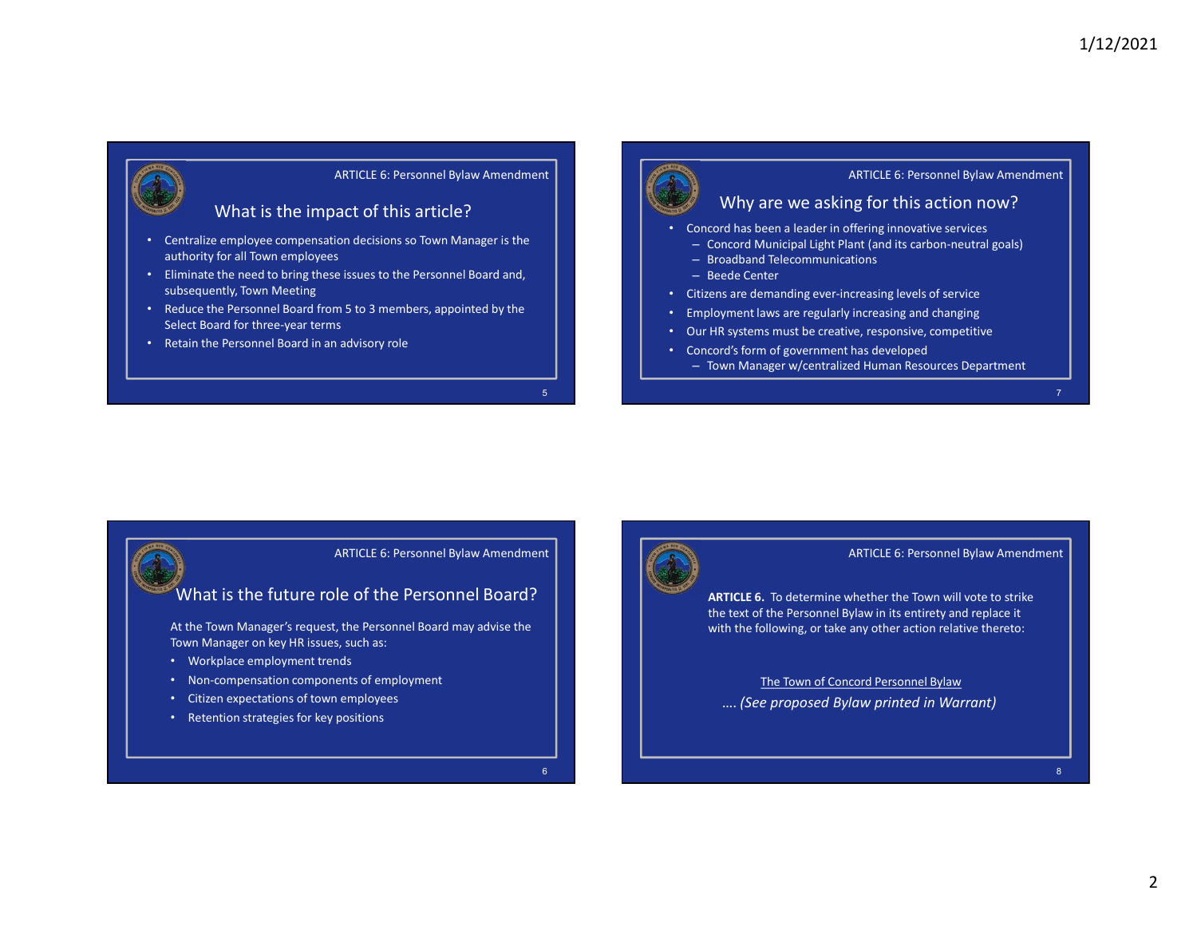ARTICLE 6: Personnel Bylaw Amendment

## What is the impact of this article?

- Centralize employee compensation decisions so Town Manager is the authority for all Town employees
- Eliminate the need to bring these issues to the Personnel Board and, subsequently, Town Meeting
- Reduce the Personnel Board from 5 to 3 members, appointed by the Select Board for three-year terms
- Retain the Personnel Board in an advisory role

ARTICLE 6: Personnel Bylaw Amendment

## What is the future role of the Personnel Board?

At the Town Manager's request, the Personnel Board may advise the Town Manager on key HR issues, such as:

- Workplace employment trends
- Non-compensation components of employment
- Citizen expectations of town employees
- Retention strategies for key positions

ARTICLE 6: Personnel Bylaw Amendment

## Why are we asking for this action now?

- Concord has been a leader in offering innovative services
  - Concord Municipal Light Plant (and its carbon-neutral goals)
  - Broadband Telecommunications
  - Beede Center
- Citizens are demanding ever-increasing levels of service
- Employment laws are regularly increasing and changing
- Our HR systems must be creative, responsive, competitive
- Concord's form of government has developed
  - Town Manager w/centralized Human Resources Department

ARTICLE 6: Personnel Bylaw Amendment

**ARTICLE 6.** To determine whether the Town will vote to strike the text of the Personnel Bylaw in its entirety and replace it with the following, or take any other action relative thereto:

<u>The Town of Concord Personnel Bylaw</u>

.... *(See proposed Bylaw printed in Warrant)*